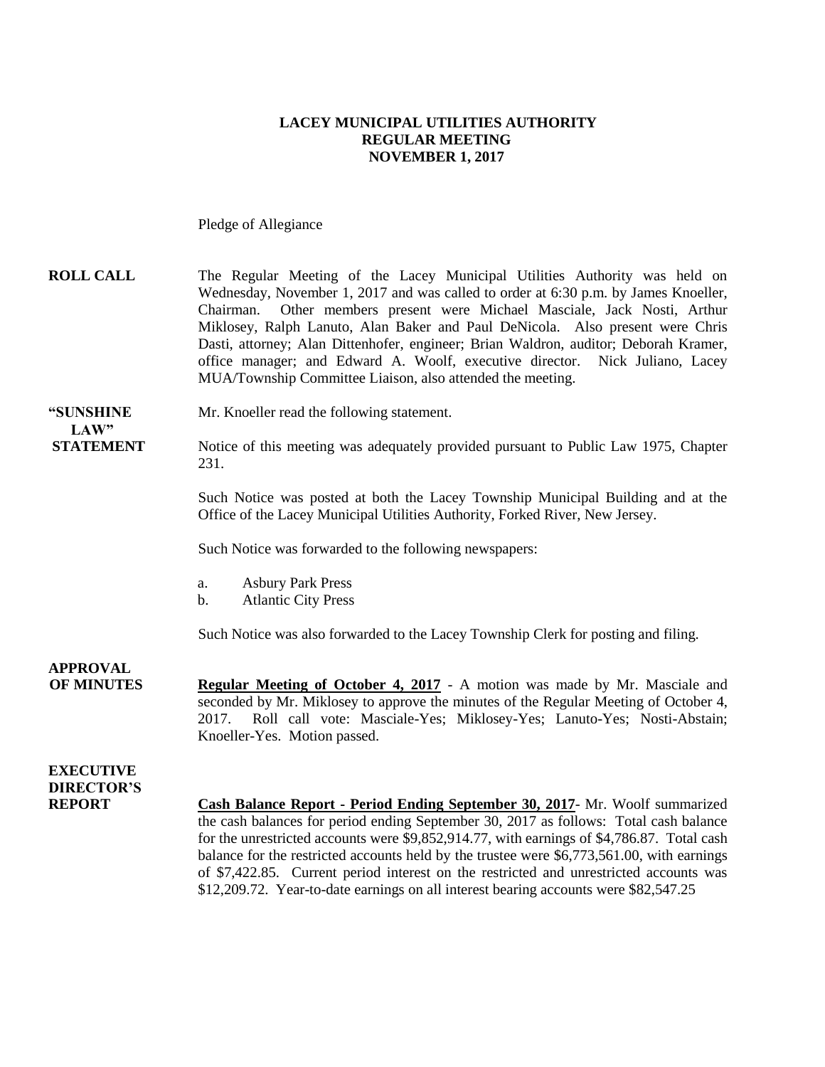**LACEY MUNICIPAL UTILITIES AUTHORITY**
**REGULAR MEETING**
**NOVEMBER 1, 2017**

Pledge of Allegiance

**ROLL CALL** The Regular Meeting of the Lacey Municipal Utilities Authority was held on Wednesday, November 1, 2017 and was called to order at 6:30 p.m. by James Knoeller, Chairman. Other members present were Michael Masciale, Jack Nosti, Arthur Miklosey, Ralph Lanuto, Alan Baker and Paul DeNicola. Also present were Chris Dasti, attorney; Alan Dittenhofer, engineer; Brian Waldron, auditor; Deborah Kramer, office manager; and Edward A. Woolf, executive director. Nick Juliano, Lacey MUA/Township Committee Liaison, also attended the meeting.

**"SUNSHINE LAW" STATEMENT** Mr. Knoeller read the following statement.

Notice of this meeting was adequately provided pursuant to Public Law 1975, Chapter 231.

Such Notice was posted at both the Lacey Township Municipal Building and at the Office of the Lacey Municipal Utilities Authority, Forked River, New Jersey.

Such Notice was forwarded to the following newspapers:

a. Asbury Park Press
b. Atlantic City Press

Such Notice was also forwarded to the Lacey Township Clerk for posting and filing.

**APPROVAL OF MINUTES** **Regular Meeting of October 4, 2017** - A motion was made by Mr. Masciale and seconded by Mr. Miklosey to approve the minutes of the Regular Meeting of October 4, 2017. Roll call vote: Masciale-Yes; Miklosey-Yes; Lanuto-Yes; Nosti-Abstain; Knoeller-Yes. Motion passed.

**EXECUTIVE DIRECTOR'S REPORT** **Cash Balance Report - Period Ending September 30, 2017**- Mr. Woolf summarized the cash balances for period ending September 30, 2017 as follows: Total cash balance for the unrestricted accounts were $9,852,914.77, with earnings of $4,786.87. Total cash balance for the restricted accounts held by the trustee were $6,773,561.00, with earnings of $7,422.85. Current period interest on the restricted and unrestricted accounts was $12,209.72. Year-to-date earnings on all interest bearing accounts were $82,547.25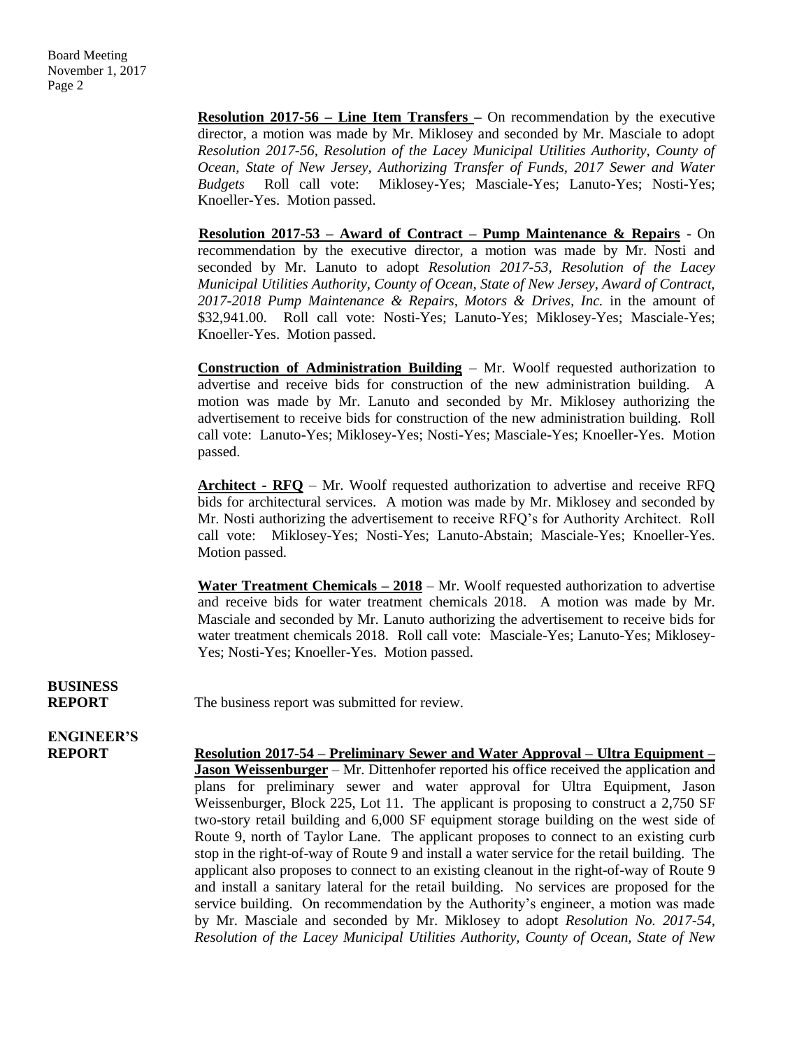**Resolution 2017-56 – Line Item Transfers –** On recommendation by the executive director, a motion was made by Mr. Miklosey and seconded by Mr. Masciale to adopt *Resolution 2017-56, Resolution of the Lacey Municipal Utilities Authority, County of Ocean, State of New Jersey, Authorizing Transfer of Funds, 2017 Sewer and Water Budgets* Roll call vote: Miklosey-Yes; Masciale-Yes; Lanuto-Yes; Nosti-Yes; Knoeller-Yes. Motion passed.

**Resolution 2017-53 – Award of Contract – Pump Maintenance & Repairs** - On recommendation by the executive director, a motion was made by Mr. Nosti and seconded by Mr. Lanuto to adopt *Resolution 2017-53, Resolution of the Lacey Municipal Utilities Authority, County of Ocean, State of New Jersey, Award of Contract, 2017-2018 Pump Maintenance & Repairs, Motors & Drives, Inc.* in the amount of $32,941.00. Roll call vote: Nosti-Yes; Lanuto-Yes; Miklosey-Yes; Masciale-Yes; Knoeller-Yes. Motion passed.

**Construction of Administration Building** – Mr. Woolf requested authorization to advertise and receive bids for construction of the new administration building. A motion was made by Mr. Lanuto and seconded by Mr. Miklosey authorizing the advertisement to receive bids for construction of the new administration building. Roll call vote: Lanuto-Yes; Miklosey-Yes; Nosti-Yes; Masciale-Yes; Knoeller-Yes. Motion passed.

**Architect - RFQ** – Mr. Woolf requested authorization to advertise and receive RFQ bids for architectural services. A motion was made by Mr. Miklosey and seconded by Mr. Nosti authorizing the advertisement to receive RFQ's for Authority Architect. Roll call vote: Miklosey-Yes; Nosti-Yes; Lanuto-Abstain; Masciale-Yes; Knoeller-Yes. Motion passed.

**Water Treatment Chemicals – 2018** – Mr. Woolf requested authorization to advertise and receive bids for water treatment chemicals 2018. A motion was made by Mr. Masciale and seconded by Mr. Lanuto authorizing the advertisement to receive bids for water treatment chemicals 2018. Roll call vote: Masciale-Yes; Lanuto-Yes; Miklosey-Yes; Nosti-Yes; Knoeller-Yes. Motion passed.

**BUSINESS REPORT**

The business report was submitted for review.

**ENGINEER'S REPORT**

**Resolution 2017-54 – Preliminary Sewer and Water Approval – Ultra Equipment – Jason Weissenburger** – Mr. Dittenhofer reported his office received the application and plans for preliminary sewer and water approval for Ultra Equipment, Jason Weissenburger, Block 225, Lot 11. The applicant is proposing to construct a 2,750 SF two-story retail building and 6,000 SF equipment storage building on the west side of Route 9, north of Taylor Lane. The applicant proposes to connect to an existing curb stop in the right-of-way of Route 9 and install a water service for the retail building. The applicant also proposes to connect to an existing cleanout in the right-of-way of Route 9 and install a sanitary lateral for the retail building. No services are proposed for the service building. On recommendation by the Authority's engineer, a motion was made by Mr. Masciale and seconded by Mr. Miklosey to adopt *Resolution No. 2017-54, Resolution of the Lacey Municipal Utilities Authority, County of Ocean, State of New*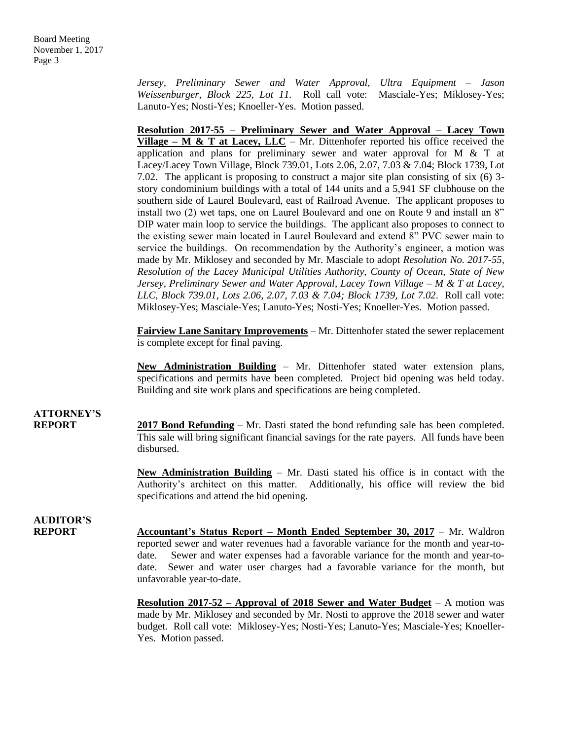*Jersey, Preliminary Sewer and Water Approval, Ultra Equipment – Jason Weissenburger, Block 225, Lot 11.* Roll call vote: Masciale-Yes; Miklosey-Yes; Lanuto-Yes; Nosti-Yes; Knoeller-Yes. Motion passed.

**Resolution 2017-55 – Preliminary Sewer and Water Approval – Lacey Town Village – M & T at Lacey, LLC** – Mr. Dittenhofer reported his office received the application and plans for preliminary sewer and water approval for M & T at Lacey/Lacey Town Village, Block 739.01, Lots 2.06, 2.07, 7.03 & 7.04; Block 1739, Lot 7.02. The applicant is proposing to construct a major site plan consisting of six (6) 3-story condominium buildings with a total of 144 units and a 5,941 SF clubhouse on the southern side of Laurel Boulevard, east of Railroad Avenue. The applicant proposes to install two (2) wet taps, one on Laurel Boulevard and one on Route 9 and install an 8" DIP water main loop to service the buildings. The applicant also proposes to connect to the existing sewer main located in Laurel Boulevard and extend 8" PVC sewer main to service the buildings. On recommendation by the Authority's engineer, a motion was made by Mr. Miklosey and seconded by Mr. Masciale to adopt *Resolution No. 2017-55, Resolution of the Lacey Municipal Utilities Authority, County of Ocean, State of New Jersey, Preliminary Sewer and Water Approval, Lacey Town Village – M & T at Lacey, LLC, Block 739.01, Lots 2.06, 2.07, 7.03 & 7.04; Block 1739, Lot 7.02*. Roll call vote: Miklosey-Yes; Masciale-Yes; Lanuto-Yes; Nosti-Yes; Knoeller-Yes. Motion passed.

**Fairview Lane Sanitary Improvements** – Mr. Dittenhofer stated the sewer replacement is complete except for final paving.

**New Administration Building** – Mr. Dittenhofer stated water extension plans, specifications and permits have been completed. Project bid opening was held today. Building and site work plans and specifications are being completed.

**ATTORNEY'S REPORT**

**2017 Bond Refunding** – Mr. Dasti stated the bond refunding sale has been completed. This sale will bring significant financial savings for the rate payers. All funds have been disbursed.

**New Administration Building** – Mr. Dasti stated his office is in contact with the Authority's architect on this matter. Additionally, his office will review the bid specifications and attend the bid opening.

**AUDITOR'S REPORT**

**Accountant's Status Report – Month Ended September 30, 2017** – Mr. Waldron reported sewer and water revenues had a favorable variance for the month and year-to-date. Sewer and water expenses had a favorable variance for the month and year-to-date. Sewer and water user charges had a favorable variance for the month, but unfavorable year-to-date.

**Resolution 2017-52 – Approval of 2018 Sewer and Water Budget** – A motion was made by Mr. Miklosey and seconded by Mr. Nosti to approve the 2018 sewer and water budget. Roll call vote: Miklosey-Yes; Nosti-Yes; Lanuto-Yes; Masciale-Yes; Knoeller-Yes. Motion passed.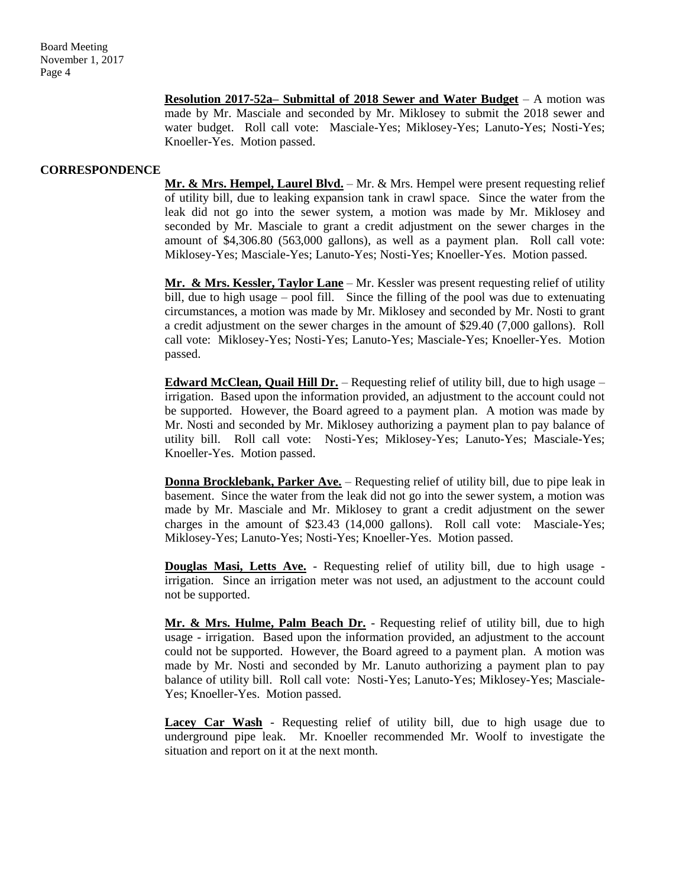**Resolution 2017-52a– Submittal of 2018 Sewer and Water Budget** – A motion was made by Mr. Masciale and seconded by Mr. Miklosey to submit the 2018 sewer and water budget. Roll call vote: Masciale-Yes; Miklosey-Yes; Lanuto-Yes; Nosti-Yes; Knoeller-Yes. Motion passed.

## CORRESPONDENCE

**Mr. & Mrs. Hempel, Laurel Blvd.** – Mr. & Mrs. Hempel were present requesting relief of utility bill, due to leaking expansion tank in crawl space. Since the water from the leak did not go into the sewer system, a motion was made by Mr. Miklosey and seconded by Mr. Masciale to grant a credit adjustment on the sewer charges in the amount of $4,306.80 (563,000 gallons), as well as a payment plan. Roll call vote: Miklosey-Yes; Masciale-Yes; Lanuto-Yes; Nosti-Yes; Knoeller-Yes. Motion passed.

**Mr. & Mrs. Kessler, Taylor Lane** – Mr. Kessler was present requesting relief of utility bill, due to high usage – pool fill. Since the filling of the pool was due to extenuating circumstances, a motion was made by Mr. Miklosey and seconded by Mr. Nosti to grant a credit adjustment on the sewer charges in the amount of $29.40 (7,000 gallons). Roll call vote: Miklosey-Yes; Nosti-Yes; Lanuto-Yes; Masciale-Yes; Knoeller-Yes. Motion passed.

**Edward McClean, Quail Hill Dr.** – Requesting relief of utility bill, due to high usage – irrigation. Based upon the information provided, an adjustment to the account could not be supported. However, the Board agreed to a payment plan. A motion was made by Mr. Nosti and seconded by Mr. Miklosey authorizing a payment plan to pay balance of utility bill. Roll call vote: Nosti-Yes; Miklosey-Yes; Lanuto-Yes; Masciale-Yes; Knoeller-Yes. Motion passed.

**Donna Brocklebank, Parker Ave.** – Requesting relief of utility bill, due to pipe leak in basement. Since the water from the leak did not go into the sewer system, a motion was made by Mr. Masciale and Mr. Miklosey to grant a credit adjustment on the sewer charges in the amount of $23.43 (14,000 gallons). Roll call vote: Masciale-Yes; Miklosey-Yes; Lanuto-Yes; Nosti-Yes; Knoeller-Yes. Motion passed.

**Douglas Masi, Letts Ave.** - Requesting relief of utility bill, due to high usage - irrigation. Since an irrigation meter was not used, an adjustment to the account could not be supported.

**Mr. & Mrs. Hulme, Palm Beach Dr.** - Requesting relief of utility bill, due to high usage - irrigation. Based upon the information provided, an adjustment to the account could not be supported. However, the Board agreed to a payment plan. A motion was made by Mr. Nosti and seconded by Mr. Lanuto authorizing a payment plan to pay balance of utility bill. Roll call vote: Nosti-Yes; Lanuto-Yes; Miklosey-Yes; Masciale-Yes; Knoeller-Yes. Motion passed.

**Lacey Car Wash** - Requesting relief of utility bill, due to high usage due to underground pipe leak. Mr. Knoeller recommended Mr. Woolf to investigate the situation and report on it at the next month.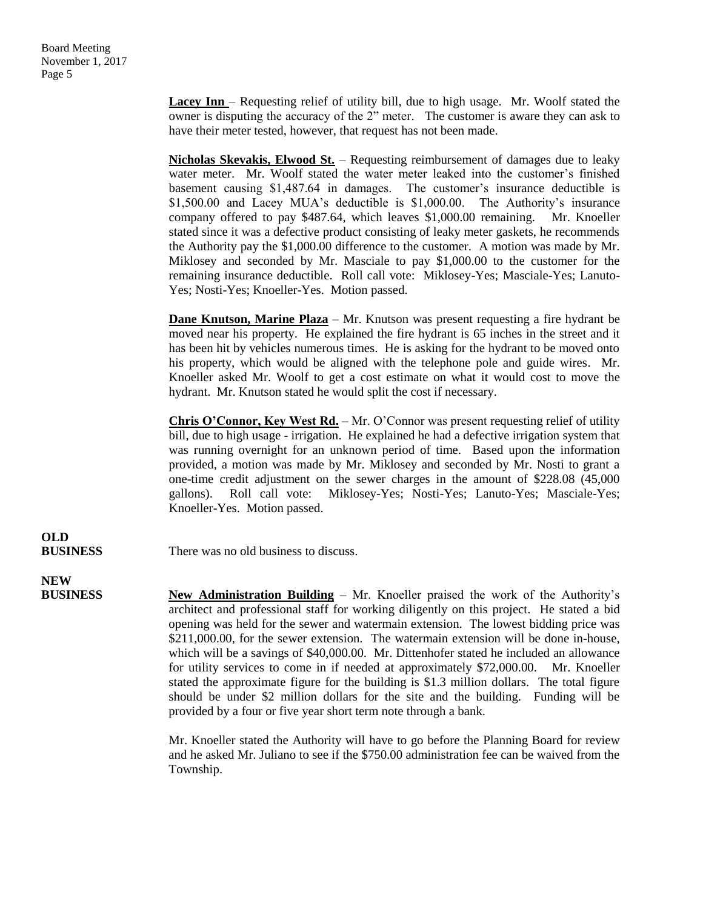**Lacey Inn** – Requesting relief of utility bill, due to high usage. Mr. Woolf stated the owner is disputing the accuracy of the 2" meter. The customer is aware they can ask to have their meter tested, however, that request has not been made.

**Nicholas Skevakis, Elwood St.** – Requesting reimbursement of damages due to leaky water meter. Mr. Woolf stated the water meter leaked into the customer's finished basement causing $1,487.64 in damages. The customer's insurance deductible is $1,500.00 and Lacey MUA's deductible is $1,000.00. The Authority's insurance company offered to pay $487.64, which leaves $1,000.00 remaining. Mr. Knoeller stated since it was a defective product consisting of leaky meter gaskets, he recommends the Authority pay the $1,000.00 difference to the customer. A motion was made by Mr. Miklosey and seconded by Mr. Masciale to pay $1,000.00 to the customer for the remaining insurance deductible. Roll call vote: Miklosey-Yes; Masciale-Yes; Lanuto-Yes; Nosti-Yes; Knoeller-Yes. Motion passed.

**Dane Knutson, Marine Plaza** – Mr. Knutson was present requesting a fire hydrant be moved near his property. He explained the fire hydrant is 65 inches in the street and it has been hit by vehicles numerous times. He is asking for the hydrant to be moved onto his property, which would be aligned with the telephone pole and guide wires. Mr. Knoeller asked Mr. Woolf to get a cost estimate on what it would cost to move the hydrant. Mr. Knutson stated he would split the cost if necessary.

**Chris O'Connor, Key West Rd.** – Mr. O'Connor was present requesting relief of utility bill, due to high usage - irrigation. He explained he had a defective irrigation system that was running overnight for an unknown period of time. Based upon the information provided, a motion was made by Mr. Miklosey and seconded by Mr. Nosti to grant a one-time credit adjustment on the sewer charges in the amount of $228.08 (45,000 gallons). Roll call vote: Miklosey-Yes; Nosti-Yes; Lanuto-Yes; Masciale-Yes; Knoeller-Yes. Motion passed.

**OLD BUSINESS**

There was no old business to discuss.

**NEW BUSINESS**

**New Administration Building** – Mr. Knoeller praised the work of the Authority's architect and professional staff for working diligently on this project. He stated a bid opening was held for the sewer and watermain extension. The lowest bidding price was $211,000.00, for the sewer extension. The watermain extension will be done in-house, which will be a savings of $40,000.00. Mr. Dittenhofer stated he included an allowance for utility services to come in if needed at approximately $72,000.00. Mr. Knoeller stated the approximate figure for the building is $1.3 million dollars. The total figure should be under $2 million dollars for the site and the building. Funding will be provided by a four or five year short term note through a bank.

Mr. Knoeller stated the Authority will have to go before the Planning Board for review and he asked Mr. Juliano to see if the $750.00 administration fee can be waived from the Township.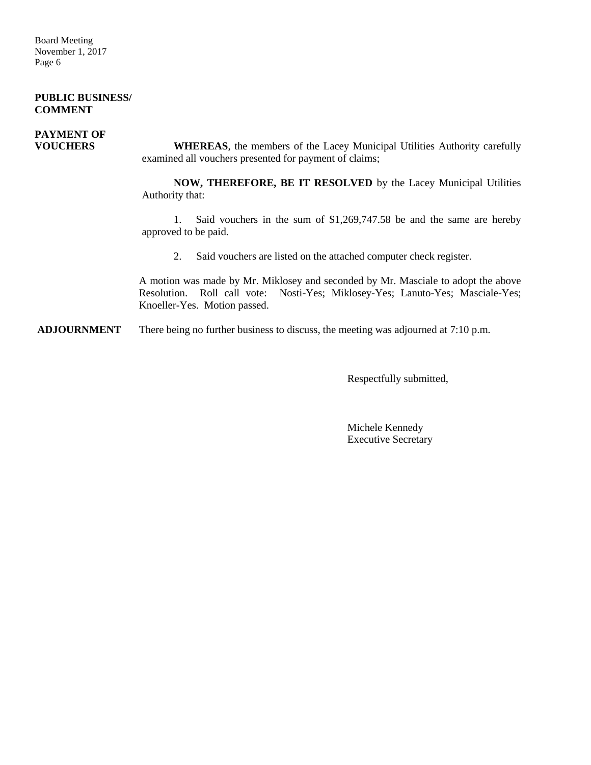**PUBLIC BUSINESS/ COMMENT**

**PAYMENT OF VOUCHERS**

**WHEREAS**, the members of the Lacey Municipal Utilities Authority carefully examined all vouchers presented for payment of claims;

**NOW, THEREFORE, BE IT RESOLVED** by the Lacey Municipal Utilities Authority that:

1. Said vouchers in the sum of $1,269,747.58 be and the same are hereby approved to be paid.

2. Said vouchers are listed on the attached computer check register.

A motion was made by Mr. Miklosey and seconded by Mr. Masciale to adopt the above Resolution. Roll call vote: Nosti-Yes; Miklosey-Yes; Lanuto-Yes; Masciale-Yes; Knoeller-Yes. Motion passed.

**ADJOURNMENT** There being no further business to discuss, the meeting was adjourned at 7:10 p.m.

Respectfully submitted,

Michele Kennedy
Executive Secretary